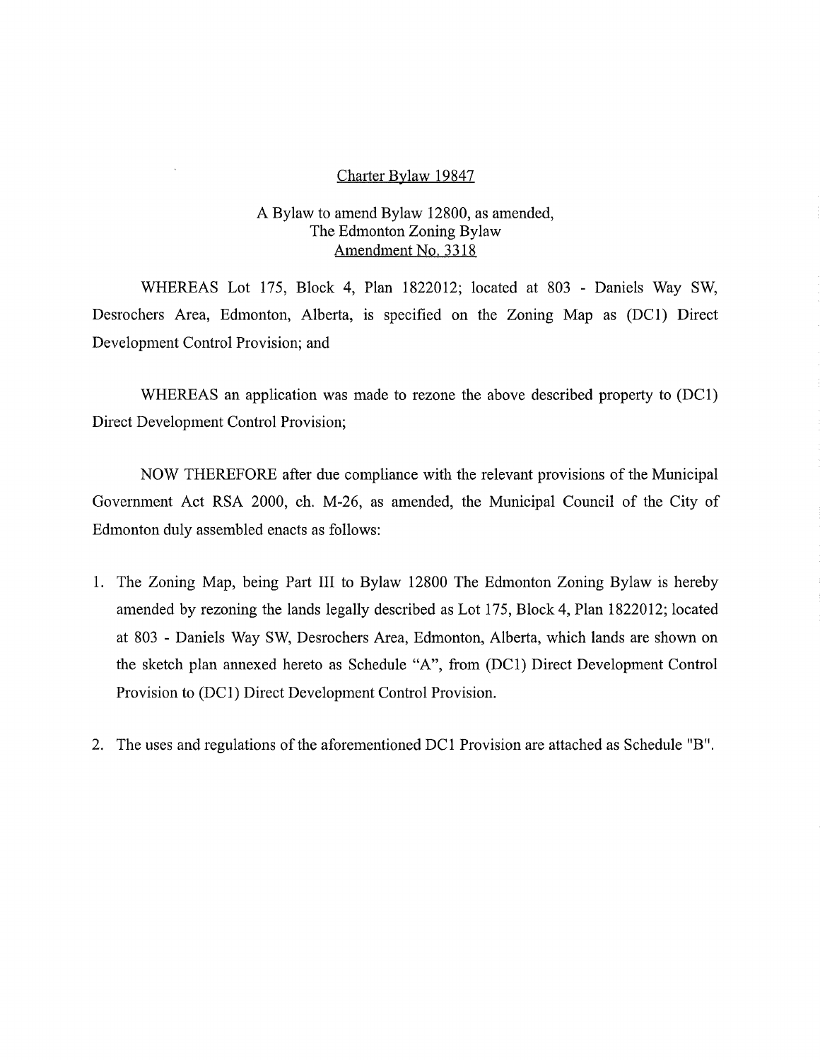Charter Bylaw 19847

A Bylaw to amend Bylaw 12800, as amended,
The Edmonton Zoning Bylaw
Amendment No. 3318

WHEREAS Lot 175, Block 4, Plan 1822012; located at 803 - Daniels Way SW, Desrochers Area, Edmonton, Alberta, is specified on the Zoning Map as (DC1) Direct Development Control Provision; and

WHEREAS an application was made to rezone the above described property to (DC1) Direct Development Control Provision;

NOW THEREFORE after due compliance with the relevant provisions of the Municipal Government Act RSA 2000, ch. M-26, as amended, the Municipal Council of the City of Edmonton duly assembled enacts as follows:

1. The Zoning Map, being Part III to Bylaw 12800 The Edmonton Zoning Bylaw is hereby amended by rezoning the lands legally described as Lot 175, Block 4, Plan 1822012; located at 803 - Daniels Way SW, Desrochers Area, Edmonton, Alberta, which lands are shown on the sketch plan annexed hereto as Schedule "A", from (DC1) Direct Development Control Provision to (DC1) Direct Development Control Provision.

2. The uses and regulations of the aforementioned DC1 Provision are attached as Schedule "B".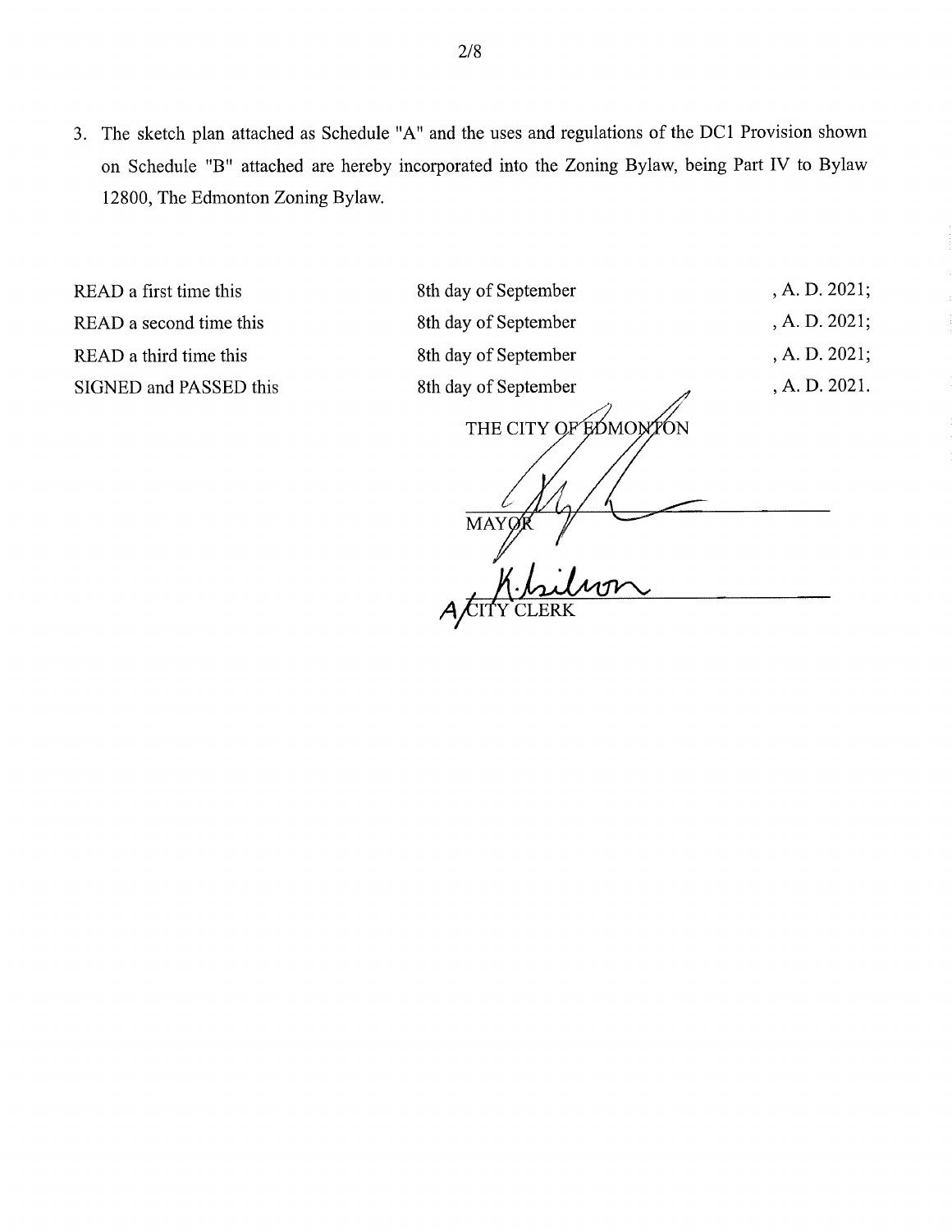3. The sketch plan attached as Schedule "A" and the uses and regulations of the DC1 Provision shown on Schedule "B" attached are hereby incorporated into the Zoning Bylaw, being Part IV to Bylaw 12800, The Edmonton Zoning Bylaw.

| | | |
|---|---|---|
| READ a first time this | 8th day of September | , A. D. 2021; |
| READ a second time this | 8th day of September | , A. D. 2021; |
| READ a third time this | 8th day of September | , A. D. 2021; |
| SIGNED and PASSED this | 8th day of September | , A. D. 2021. |

THE CITY OF EDMONTON

MAYOR

A CITY CLERK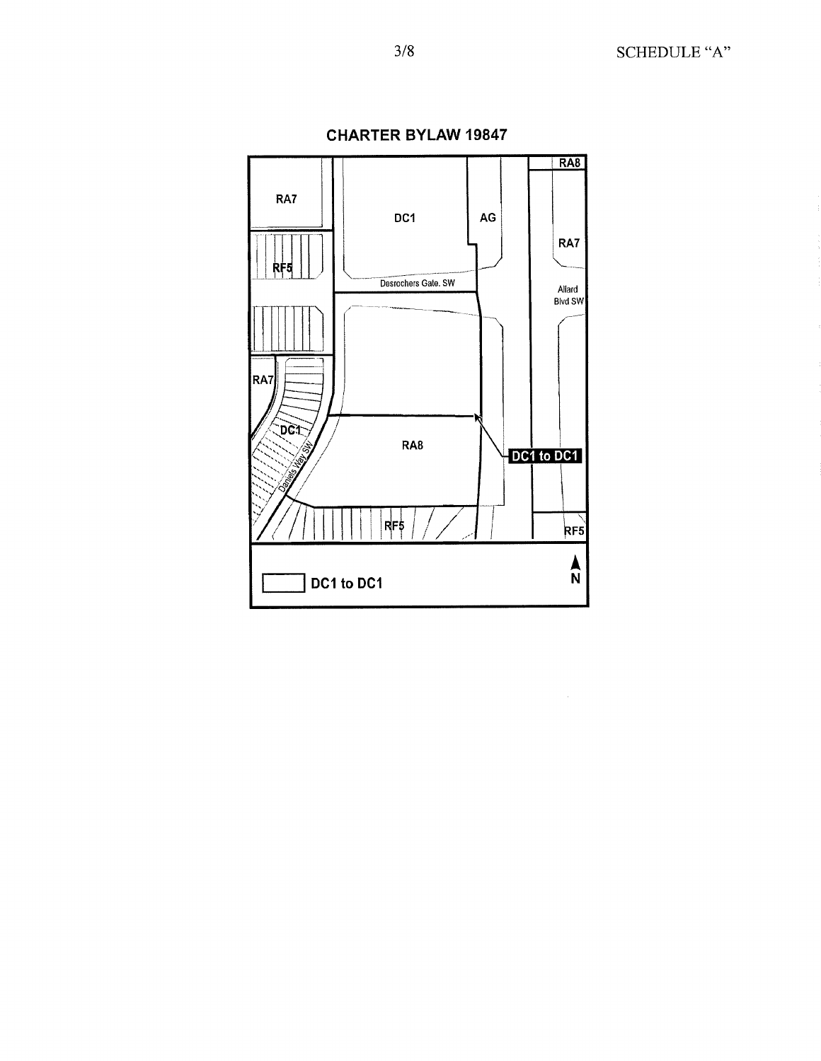SCHEDULE "A"

## CHARTER BYLAW 19847

RA7

DC1

AG

RA8

RA7

RF5

Desrochers Gate. SW

Allard Blvd SW

RA7

DC1

Daniels Way SW

RA8

DC1 to DC1

RF5

RF5

N

DC1 to DC1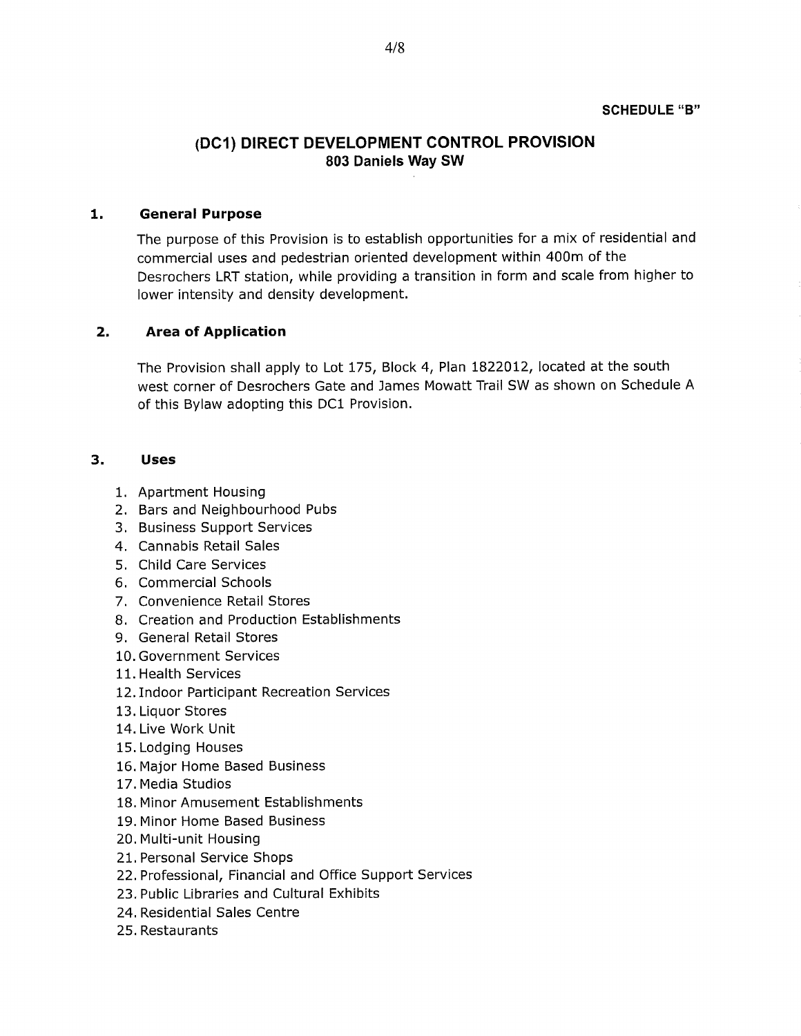**SCHEDULE "B"**

# (DC1) DIRECT DEVELOPMENT CONTROL PROVISION

## 803 Daniels Way SW

### 1. General Purpose

The purpose of this Provision is to establish opportunities for a mix of residential and commercial uses and pedestrian oriented development within 400m of the Desrochers LRT station, while providing a transition in form and scale from higher to lower intensity and density development.

### 2. Area of Application

The Provision shall apply to Lot 175, Block 4, Plan 1822012, located at the south west corner of Desrochers Gate and James Mowatt Trail SW as shown on Schedule A of this Bylaw adopting this DC1 Provision.

### 3. Uses

1. Apartment Housing
2. Bars and Neighbourhood Pubs
3. Business Support Services
4. Cannabis Retail Sales
5. Child Care Services
6. Commercial Schools
7. Convenience Retail Stores
8. Creation and Production Establishments
9. General Retail Stores
10. Government Services
11. Health Services
12. Indoor Participant Recreation Services
13. Liquor Stores
14. Live Work Unit
15. Lodging Houses
16. Major Home Based Business
17. Media Studios
18. Minor Amusement Establishments
19. Minor Home Based Business
20. Multi-unit Housing
21. Personal Service Shops
22. Professional, Financial and Office Support Services
23. Public Libraries and Cultural Exhibits
24. Residential Sales Centre
25. Restaurants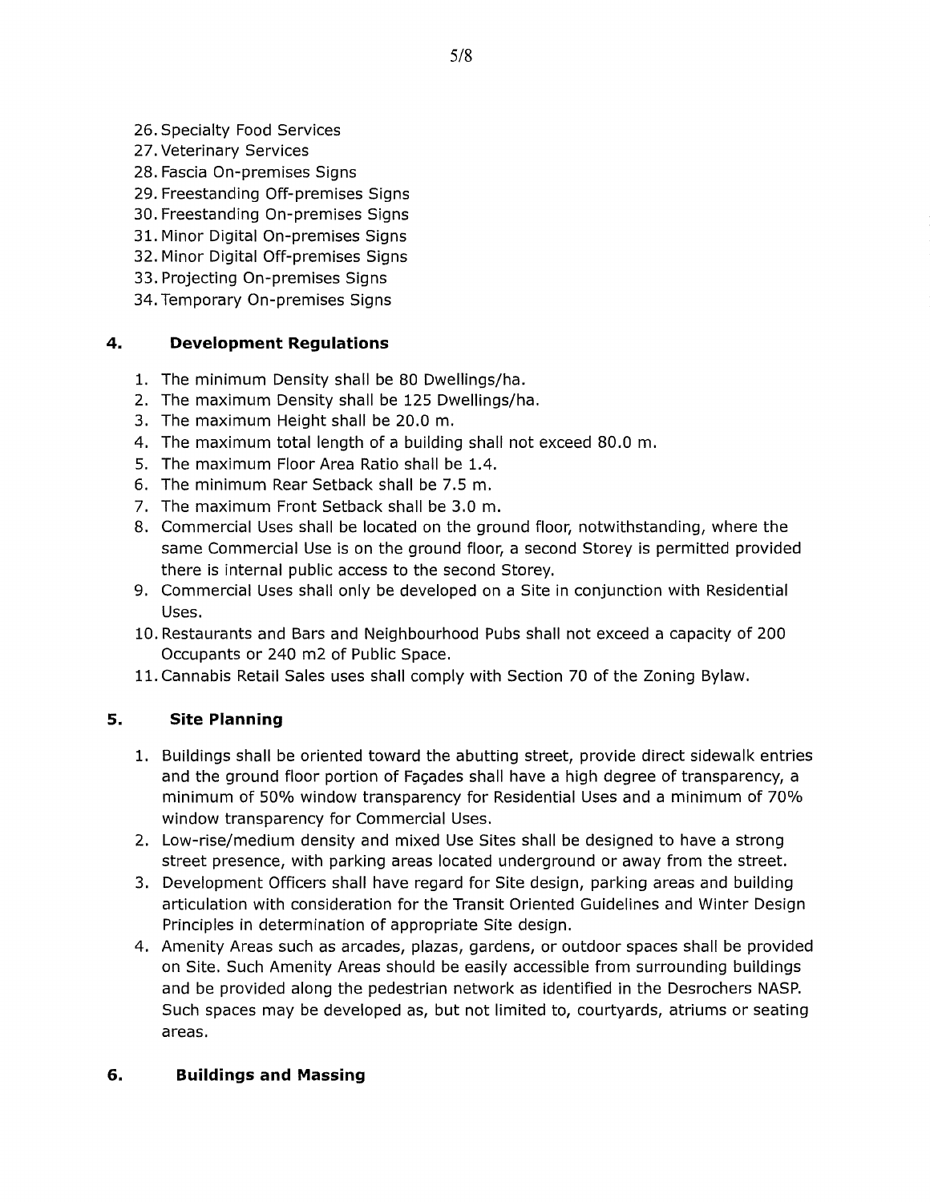26. Specialty Food Services
27. Veterinary Services
28. Fascia On-premises Signs
29. Freestanding Off-premises Signs
30. Freestanding On-premises Signs
31. Minor Digital On-premises Signs
32. Minor Digital Off-premises Signs
33. Projecting On-premises Signs
34. Temporary On-premises Signs

## 4. Development Regulations

1. The minimum Density shall be 80 Dwellings/ha.
2. The maximum Density shall be 125 Dwellings/ha.
3. The maximum Height shall be 20.0 m.
4. The maximum total length of a building shall not exceed 80.0 m.
5. The maximum Floor Area Ratio shall be 1.4.
6. The minimum Rear Setback shall be 7.5 m.
7. The maximum Front Setback shall be 3.0 m.
8. Commercial Uses shall be located on the ground floor, notwithstanding, where the same Commercial Use is on the ground floor, a second Storey is permitted provided there is internal public access to the second Storey.
9. Commercial Uses shall only be developed on a Site in conjunction with Residential Uses.
10. Restaurants and Bars and Neighbourhood Pubs shall not exceed a capacity of 200 Occupants or 240 m2 of Public Space.
11. Cannabis Retail Sales uses shall comply with Section 70 of the Zoning Bylaw.

## 5. Site Planning

1. Buildings shall be oriented toward the abutting street, provide direct sidewalk entries and the ground floor portion of Façades shall have a high degree of transparency, a minimum of 50% window transparency for Residential Uses and a minimum of 70% window transparency for Commercial Uses.
2. Low-rise/medium density and mixed Use Sites shall be designed to have a strong street presence, with parking areas located underground or away from the street.
3. Development Officers shall have regard for Site design, parking areas and building articulation with consideration for the Transit Oriented Guidelines and Winter Design Principles in determination of appropriate Site design.
4. Amenity Areas such as arcades, plazas, gardens, or outdoor spaces shall be provided on Site. Such Amenity Areas should be easily accessible from surrounding buildings and be provided along the pedestrian network as identified in the Desrochers NASP. Such spaces may be developed as, but not limited to, courtyards, atriums or seating areas.

## 6. Buildings and Massing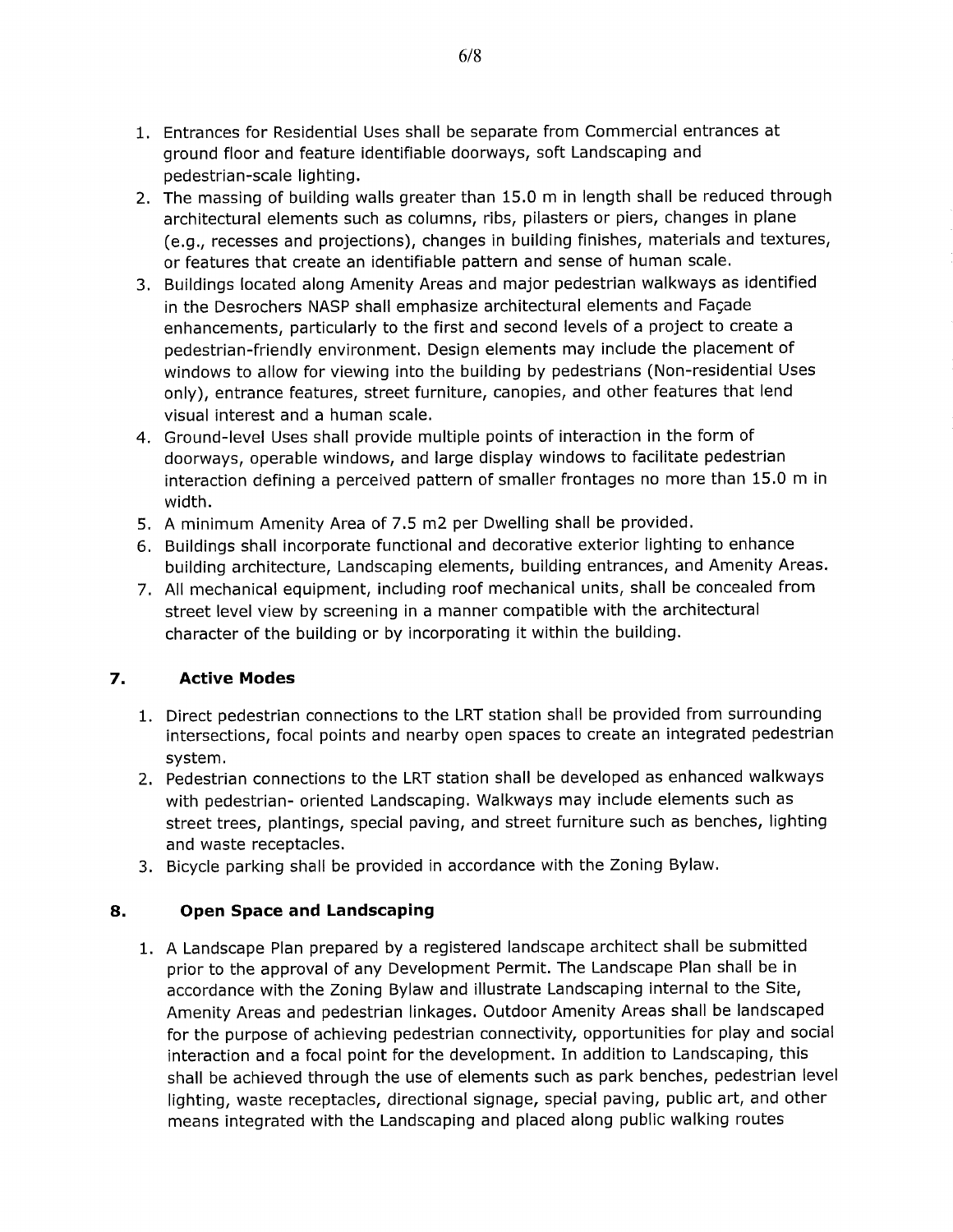1. Entrances for Residential Uses shall be separate from Commercial entrances at ground floor and feature identifiable doorways, soft Landscaping and pedestrian-scale lighting.
2. The massing of building walls greater than 15.0 m in length shall be reduced through architectural elements such as columns, ribs, pilasters or piers, changes in plane (e.g., recesses and projections), changes in building finishes, materials and textures, or features that create an identifiable pattern and sense of human scale.
3. Buildings located along Amenity Areas and major pedestrian walkways as identified in the Desrochers NASP shall emphasize architectural elements and Façade enhancements, particularly to the first and second levels of a project to create a pedestrian-friendly environment. Design elements may include the placement of windows to allow for viewing into the building by pedestrians (Non-residential Uses only), entrance features, street furniture, canopies, and other features that lend visual interest and a human scale.
4. Ground-level Uses shall provide multiple points of interaction in the form of doorways, operable windows, and large display windows to facilitate pedestrian interaction defining a perceived pattern of smaller frontages no more than 15.0 m in width.
5. A minimum Amenity Area of 7.5 m2 per Dwelling shall be provided.
6. Buildings shall incorporate functional and decorative exterior lighting to enhance building architecture, Landscaping elements, building entrances, and Amenity Areas.
7. All mechanical equipment, including roof mechanical units, shall be concealed from street level view by screening in a manner compatible with the architectural character of the building or by incorporating it within the building.

## 7. Active Modes

1. Direct pedestrian connections to the LRT station shall be provided from surrounding intersections, focal points and nearby open spaces to create an integrated pedestrian system.
2. Pedestrian connections to the LRT station shall be developed as enhanced walkways with pedestrian- oriented Landscaping. Walkways may include elements such as street trees, plantings, special paving, and street furniture such as benches, lighting and waste receptacles.
3. Bicycle parking shall be provided in accordance with the Zoning Bylaw.

## 8. Open Space and Landscaping

1. A Landscape Plan prepared by a registered landscape architect shall be submitted prior to the approval of any Development Permit. The Landscape Plan shall be in accordance with the Zoning Bylaw and illustrate Landscaping internal to the Site, Amenity Areas and pedestrian linkages. Outdoor Amenity Areas shall be landscaped for the purpose of achieving pedestrian connectivity, opportunities for play and social interaction and a focal point for the development. In addition to Landscaping, this shall be achieved through the use of elements such as park benches, pedestrian level lighting, waste receptacles, directional signage, special paving, public art, and other means integrated with the Landscaping and placed along public walking routes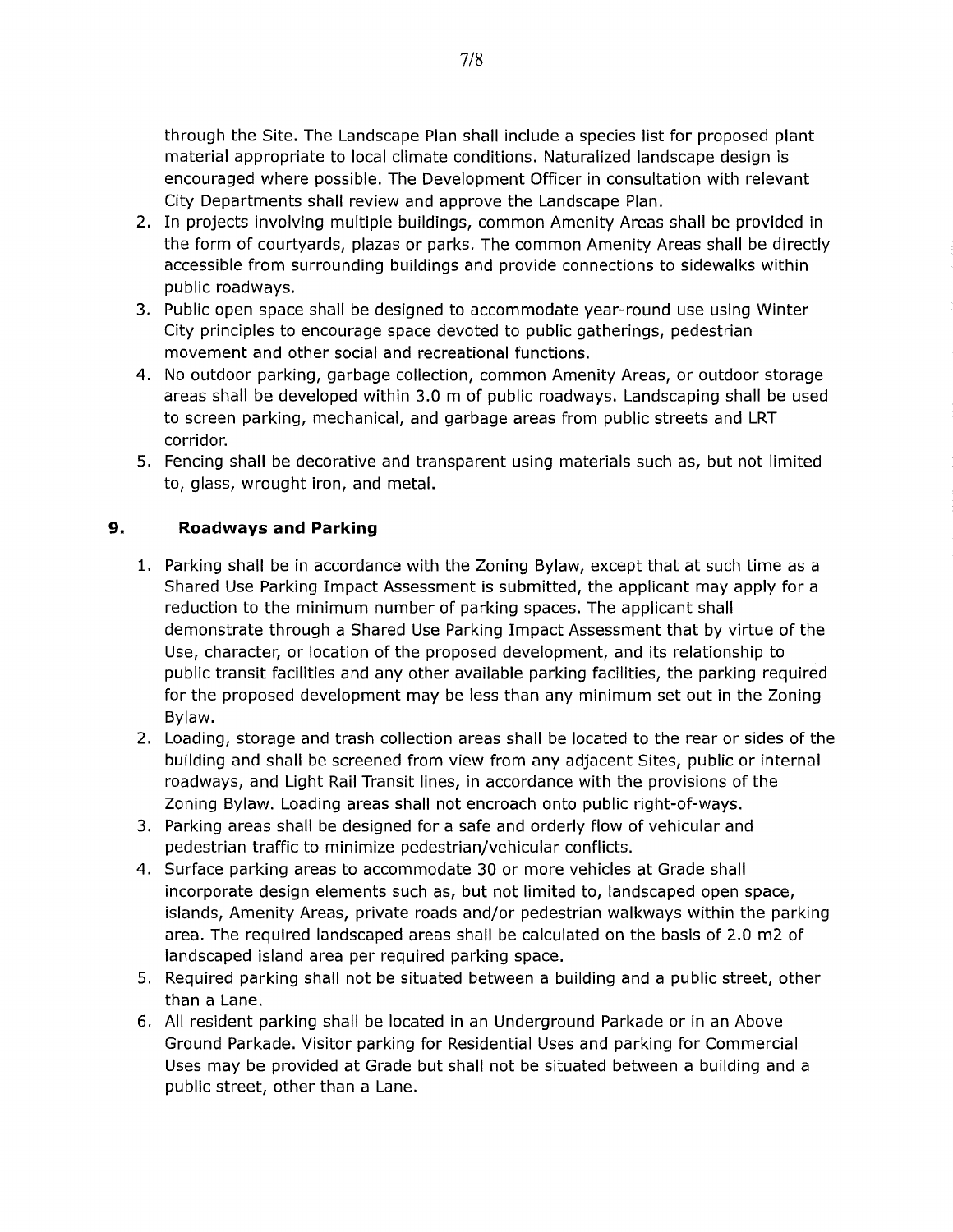through the Site. The Landscape Plan shall include a species list for proposed plant material appropriate to local climate conditions. Naturalized landscape design is encouraged where possible. The Development Officer in consultation with relevant City Departments shall review and approve the Landscape Plan.

2. In projects involving multiple buildings, common Amenity Areas shall be provided in the form of courtyards, plazas or parks. The common Amenity Areas shall be directly accessible from surrounding buildings and provide connections to sidewalks within public roadways.
3. Public open space shall be designed to accommodate year-round use using Winter City principles to encourage space devoted to public gatherings, pedestrian movement and other social and recreational functions.
4. No outdoor parking, garbage collection, common Amenity Areas, or outdoor storage areas shall be developed within 3.0 m of public roadways. Landscaping shall be used to screen parking, mechanical, and garbage areas from public streets and LRT corridor.
5. Fencing shall be decorative and transparent using materials such as, but not limited to, glass, wrought iron, and metal.

## 9. Roadways and Parking

1. Parking shall be in accordance with the Zoning Bylaw, except that at such time as a Shared Use Parking Impact Assessment is submitted, the applicant may apply for a reduction to the minimum number of parking spaces. The applicant shall demonstrate through a Shared Use Parking Impact Assessment that by virtue of the Use, character, or location of the proposed development, and its relationship to public transit facilities and any other available parking facilities, the parking required for the proposed development may be less than any minimum set out in the Zoning Bylaw.
2. Loading, storage and trash collection areas shall be located to the rear or sides of the building and shall be screened from view from any adjacent Sites, public or internal roadways, and Light Rail Transit lines, in accordance with the provisions of the Zoning Bylaw. Loading areas shall not encroach onto public right-of-ways.
3. Parking areas shall be designed for a safe and orderly flow of vehicular and pedestrian traffic to minimize pedestrian/vehicular conflicts.
4. Surface parking areas to accommodate 30 or more vehicles at Grade shall incorporate design elements such as, but not limited to, landscaped open space, islands, Amenity Areas, private roads and/or pedestrian walkways within the parking area. The required landscaped areas shall be calculated on the basis of 2.0 m2 of landscaped island area per required parking space.
5. Required parking shall not be situated between a building and a public street, other than a Lane.
6. All resident parking shall be located in an Underground Parkade or in an Above Ground Parkade. Visitor parking for Residential Uses and parking for Commercial Uses may be provided at Grade but shall not be situated between a building and a public street, other than a Lane.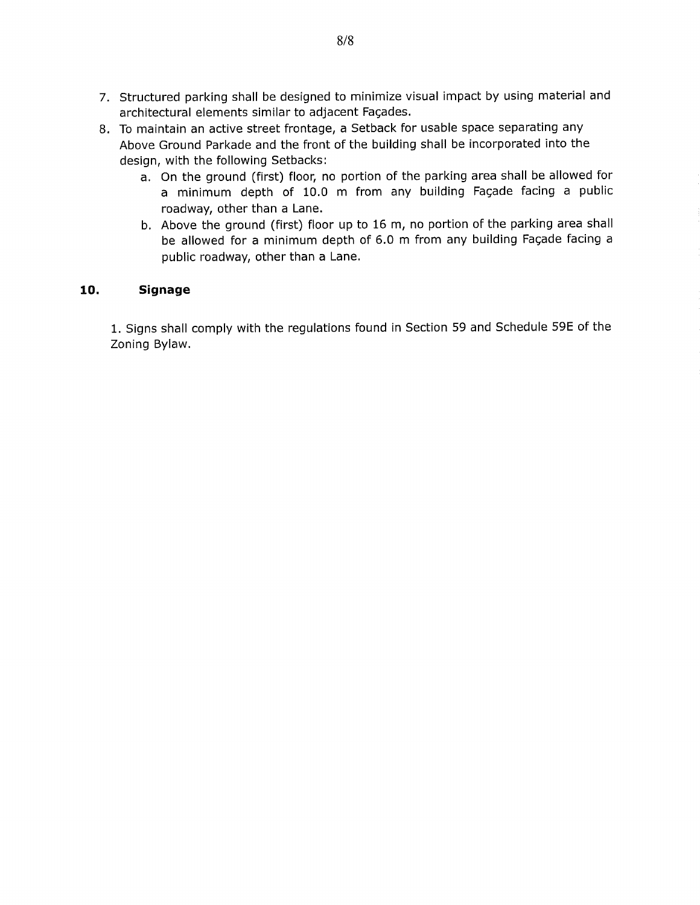7. Structured parking shall be designed to minimize visual impact by using material and architectural elements similar to adjacent Façades.
8. To maintain an active street frontage, a Setback for usable space separating any Above Ground Parkade and the front of the building shall be incorporated into the design, with the following Setbacks:
    a. On the ground (first) floor, no portion of the parking area shall be allowed for a minimum depth of 10.0 m from any building Façade facing a public roadway, other than a Lane.
    b. Above the ground (first) floor up to 16 m, no portion of the parking area shall be allowed for a minimum depth of 6.0 m from any building Façade facing a public roadway, other than a Lane.

## 10. Signage

1. Signs shall comply with the regulations found in Section 59 and Schedule 59E of the Zoning Bylaw.